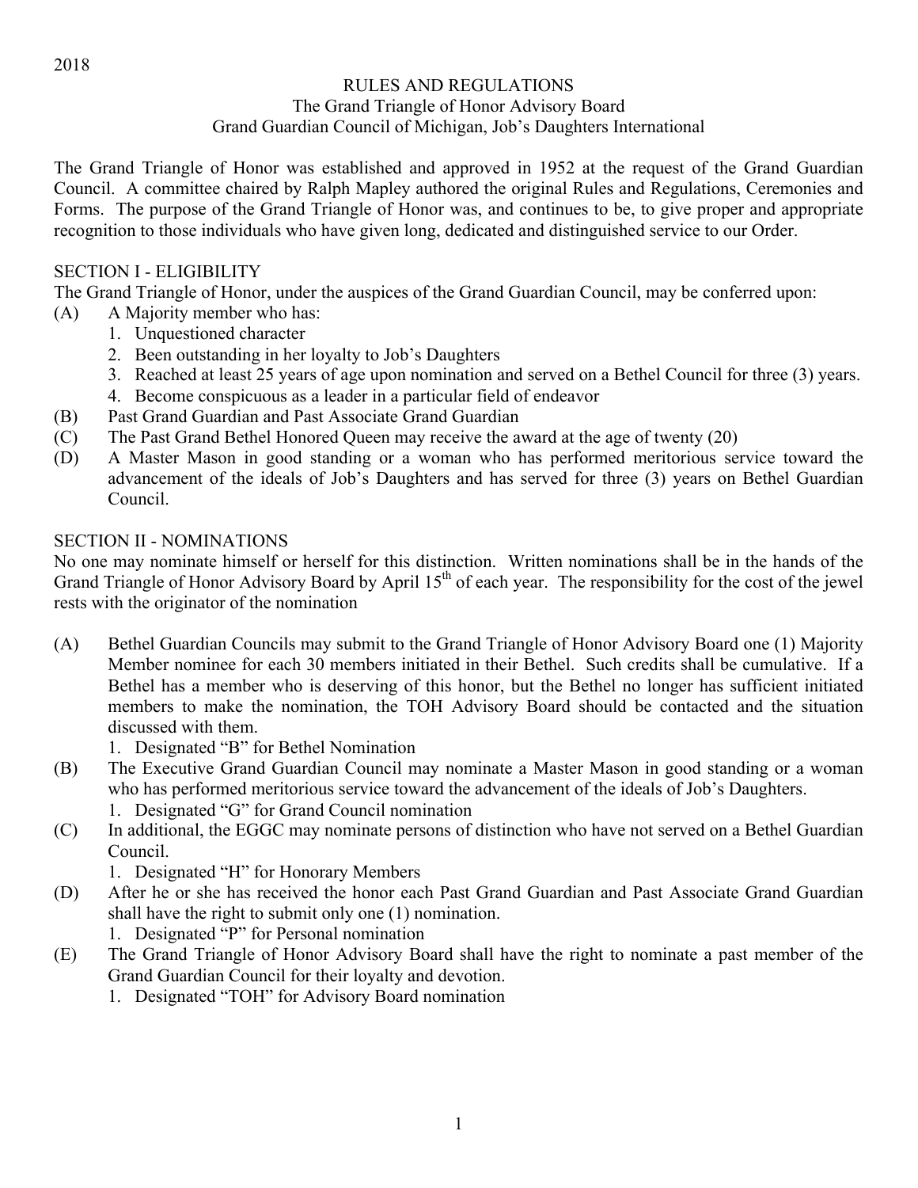2018

# RULES AND REGULATIONS
## The Grand Triangle of Honor Advisory Board
## Grand Guardian Council of Michigan, Job's Daughters International

The Grand Triangle of Honor was established and approved in 1952 at the request of the Grand Guardian Council. A committee chaired by Ralph Mapley authored the original Rules and Regulations, Ceremonies and Forms. The purpose of the Grand Triangle of Honor was, and continues to be, to give proper and appropriate recognition to those individuals who have given long, dedicated and distinguished service to our Order.

## SECTION I - ELIGIBILITY

The Grand Triangle of Honor, under the auspices of the Grand Guardian Council, may be conferred upon:

(A) A Majority member who has:
   1. Unquestioned character
   2. Been outstanding in her loyalty to Job's Daughters
   3. Reached at least 25 years of age upon nomination and served on a Bethel Council for three (3) years.
   4. Become conspicuous as a leader in a particular field of endeavor

(B) Past Grand Guardian and Past Associate Grand Guardian

(C) The Past Grand Bethel Honored Queen may receive the award at the age of twenty (20)

(D) A Master Mason in good standing or a woman who has performed meritorious service toward the advancement of the ideals of Job's Daughters and has served for three (3) years on Bethel Guardian Council.

## SECTION II - NOMINATIONS

No one may nominate himself or herself for this distinction. Written nominations shall be in the hands of the Grand Triangle of Honor Advisory Board by April 15th of each year. The responsibility for the cost of the jewel rests with the originator of the nomination

(A) Bethel Guardian Councils may submit to the Grand Triangle of Honor Advisory Board one (1) Majority Member nominee for each 30 members initiated in their Bethel. Such credits shall be cumulative. If a Bethel has a member who is deserving of this honor, but the Bethel no longer has sufficient initiated members to make the nomination, the TOH Advisory Board should be contacted and the situation discussed with them.
   1. Designated "B" for Bethel Nomination

(B) The Executive Grand Guardian Council may nominate a Master Mason in good standing or a woman who has performed meritorious service toward the advancement of the ideals of Job's Daughters.
   1. Designated "G" for Grand Council nomination

(C) In additional, the EGGC may nominate persons of distinction who have not served on a Bethel Guardian Council.
   1. Designated "H" for Honorary Members

(D) After he or she has received the honor each Past Grand Guardian and Past Associate Grand Guardian shall have the right to submit only one (1) nomination.
   1. Designated "P" for Personal nomination

(E) The Grand Triangle of Honor Advisory Board shall have the right to nominate a past member of the Grand Guardian Council for their loyalty and devotion.
   1. Designated "TOH" for Advisory Board nomination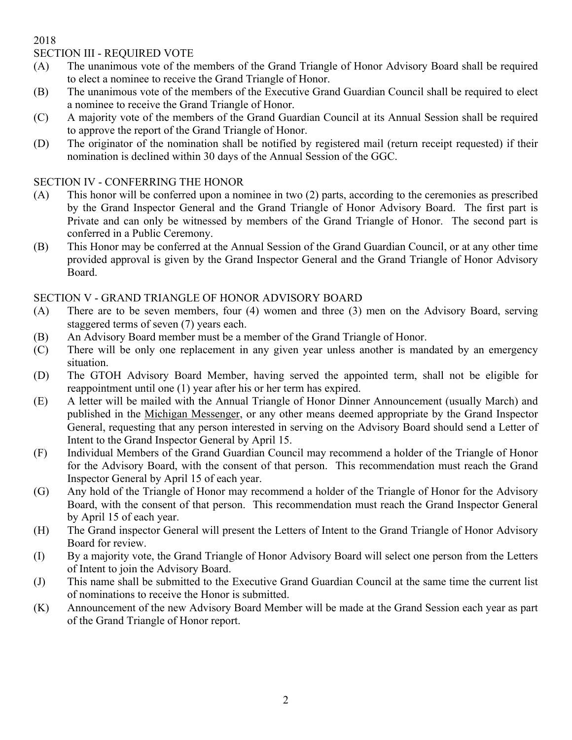2018

## SECTION III - REQUIRED VOTE

(A) The unanimous vote of the members of the Grand Triangle of Honor Advisory Board shall be required to elect a nominee to receive the Grand Triangle of Honor.

(B) The unanimous vote of the members of the Executive Grand Guardian Council shall be required to elect a nominee to receive the Grand Triangle of Honor.

(C) A majority vote of the members of the Grand Guardian Council at its Annual Session shall be required to approve the report of the Grand Triangle of Honor.

(D) The originator of the nomination shall be notified by registered mail (return receipt requested) if their nomination is declined within 30 days of the Annual Session of the GGC.

## SECTION IV - CONFERRING THE HONOR

(A) This honor will be conferred upon a nominee in two (2) parts, according to the ceremonies as prescribed by the Grand Inspector General and the Grand Triangle of Honor Advisory Board. The first part is Private and can only be witnessed by members of the Grand Triangle of Honor. The second part is conferred in a Public Ceremony.

(B) This Honor may be conferred at the Annual Session of the Grand Guardian Council, or at any other time provided approval is given by the Grand Inspector General and the Grand Triangle of Honor Advisory Board.

## SECTION V - GRAND TRIANGLE OF HONOR ADVISORY BOARD

(A) There are to be seven members, four (4) women and three (3) men on the Advisory Board, serving staggered terms of seven (7) years each.

(B) An Advisory Board member must be a member of the Grand Triangle of Honor.

(C) There will be only one replacement in any given year unless another is mandated by an emergency situation.

(D) The GTOH Advisory Board Member, having served the appointed term, shall not be eligible for reappointment until one (1) year after his or her term has expired.

(E) A letter will be mailed with the Annual Triangle of Honor Dinner Announcement (usually March) and published in the Michigan Messenger, or any other means deemed appropriate by the Grand Inspector General, requesting that any person interested in serving on the Advisory Board should send a Letter of Intent to the Grand Inspector General by April 15.

(F) Individual Members of the Grand Guardian Council may recommend a holder of the Triangle of Honor for the Advisory Board, with the consent of that person. This recommendation must reach the Grand Inspector General by April 15 of each year.

(G) Any hold of the Triangle of Honor may recommend a holder of the Triangle of Honor for the Advisory Board, with the consent of that person. This recommendation must reach the Grand Inspector General by April 15 of each year.

(H) The Grand inspector General will present the Letters of Intent to the Grand Triangle of Honor Advisory Board for review.

(I) By a majority vote, the Grand Triangle of Honor Advisory Board will select one person from the Letters of Intent to join the Advisory Board.

(J) This name shall be submitted to the Executive Grand Guardian Council at the same time the current list of nominations to receive the Honor is submitted.

(K) Announcement of the new Advisory Board Member will be made at the Grand Session each year as part of the Grand Triangle of Honor report.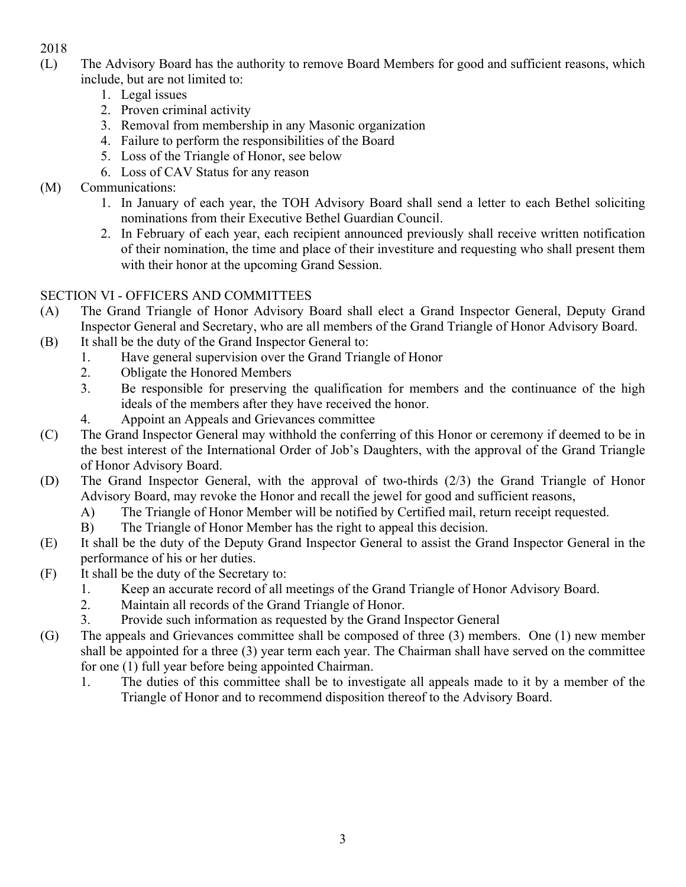2018

(L) The Advisory Board has the authority to remove Board Members for good and sufficient reasons, which include, but are not limited to:
1. Legal issues
2. Proven criminal activity
3. Removal from membership in any Masonic organization
4. Failure to perform the responsibilities of the Board
5. Loss of the Triangle of Honor, see below
6. Loss of CAV Status for any reason

(M) Communications:
1. In January of each year, the TOH Advisory Board shall send a letter to each Bethel soliciting nominations from their Executive Bethel Guardian Council.
2. In February of each year, each recipient announced previously shall receive written notification of their nomination, the time and place of their investiture and requesting who shall present them with their honor at the upcoming Grand Session.

## SECTION VI - OFFICERS AND COMMITTEES

(A) The Grand Triangle of Honor Advisory Board shall elect a Grand Inspector General, Deputy Grand Inspector General and Secretary, who are all members of the Grand Triangle of Honor Advisory Board.

(B) It shall be the duty of the Grand Inspector General to:
1. Have general supervision over the Grand Triangle of Honor
2. Obligate the Honored Members
3. Be responsible for preserving the qualification for members and the continuance of the high ideals of the members after they have received the honor.
4. Appoint an Appeals and Grievances committee

(C) The Grand Inspector General may withhold the conferring of this Honor or ceremony if deemed to be in the best interest of the International Order of Job's Daughters, with the approval of the Grand Triangle of Honor Advisory Board.

(D) The Grand Inspector General, with the approval of two-thirds (2/3) the Grand Triangle of Honor Advisory Board, may revoke the Honor and recall the jewel for good and sufficient reasons,
- A) The Triangle of Honor Member will be notified by Certified mail, return receipt requested.
- B) The Triangle of Honor Member has the right to appeal this decision.

(E) It shall be the duty of the Deputy Grand Inspector General to assist the Grand Inspector General in the performance of his or her duties.

(F) It shall be the duty of the Secretary to:
1. Keep an accurate record of all meetings of the Grand Triangle of Honor Advisory Board.
2. Maintain all records of the Grand Triangle of Honor.
3. Provide such information as requested by the Grand Inspector General

(G) The appeals and Grievances committee shall be composed of three (3) members. One (1) new member shall be appointed for a three (3) year term each year. The Chairman shall have served on the committee for one (1) full year before being appointed Chairman.
1. The duties of this committee shall be to investigate all appeals made to it by a member of the Triangle of Honor and to recommend disposition thereof to the Advisory Board.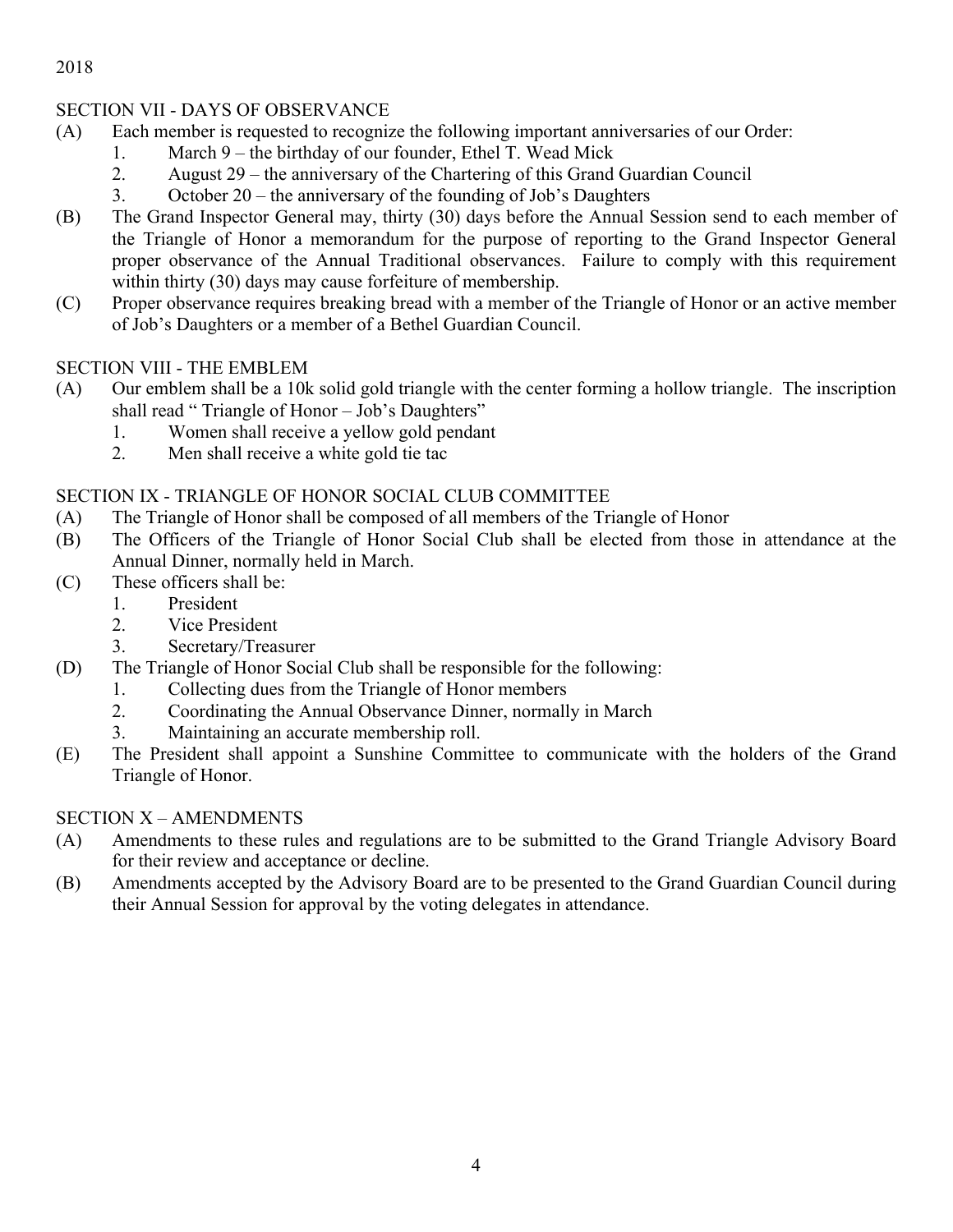2018

## SECTION VII - DAYS OF OBSERVANCE

(A) Each member is requested to recognize the following important anniversaries of our Order:
   1. March 9 – the birthday of our founder, Ethel T. Wead Mick
   2. August 29 – the anniversary of the Chartering of this Grand Guardian Council
   3. October 20 – the anniversary of the founding of Job's Daughters

(B) The Grand Inspector General may, thirty (30) days before the Annual Session send to each member of the Triangle of Honor a memorandum for the purpose of reporting to the Grand Inspector General proper observance of the Annual Traditional observances. Failure to comply with this requirement within thirty (30) days may cause forfeiture of membership.

(C) Proper observance requires breaking bread with a member of the Triangle of Honor or an active member of Job's Daughters or a member of a Bethel Guardian Council.

## SECTION VIII - THE EMBLEM

(A) Our emblem shall be a 10k solid gold triangle with the center forming a hollow triangle. The inscription shall read " Triangle of Honor – Job's Daughters"
   1. Women shall receive a yellow gold pendant
   2. Men shall receive a white gold tie tac

## SECTION IX - TRIANGLE OF HONOR SOCIAL CLUB COMMITTEE

(A) The Triangle of Honor shall be composed of all members of the Triangle of Honor

(B) The Officers of the Triangle of Honor Social Club shall be elected from those in attendance at the Annual Dinner, normally held in March.

(C) These officers shall be:
   1. President
   2. Vice President
   3. Secretary/Treasurer

(D) The Triangle of Honor Social Club shall be responsible for the following:
   1. Collecting dues from the Triangle of Honor members
   2. Coordinating the Annual Observance Dinner, normally in March
   3. Maintaining an accurate membership roll.

(E) The President shall appoint a Sunshine Committee to communicate with the holders of the Grand Triangle of Honor.

## SECTION X – AMENDMENTS

(A) Amendments to these rules and regulations are to be submitted to the Grand Triangle Advisory Board for their review and acceptance or decline.

(B) Amendments accepted by the Advisory Board are to be presented to the Grand Guardian Council during their Annual Session for approval by the voting delegates in attendance.